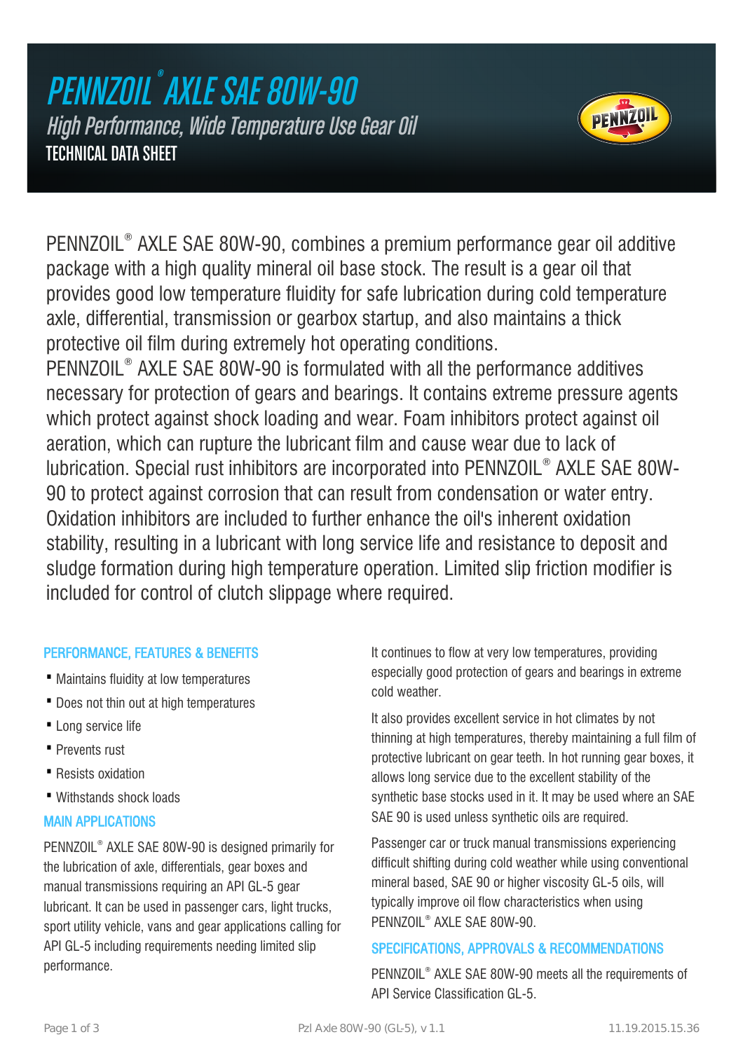# PENNZOIL® AXLE SAE 80W-90

*High Performance, Wide Temperature Use Gear Oil*

TECHNICAL DATA SHEET

PENNZOIL® AXLE SAE 80W-90, combines a premium performance gear oil additive package with a high quality mineral oil base stock. The result is a gear oil that provides good low temperature fluidity for safe lubrication during cold temperature axle, differential, transmission or gearbox startup, and also maintains a thick protective oil film during extremely hot operating conditions.
PENNZOIL® AXLE SAE 80W-90 is formulated with all the performance additives necessary for protection of gears and bearings. It contains extreme pressure agents which protect against shock loading and wear. Foam inhibitors protect against oil aeration, which can rupture the lubricant film and cause wear due to lack of lubrication. Special rust inhibitors are incorporated into PENNZOIL® AXLE SAE 80W-90 to protect against corrosion that can result from condensation or water entry. Oxidation inhibitors are included to further enhance the oil's inherent oxidation stability, resulting in a lubricant with long service life and resistance to deposit and sludge formation during high temperature operation. Limited slip friction modifier is included for control of clutch slippage where required.

## PERFORMANCE, FEATURES & BENEFITS

- Maintains fluidity at low temperatures
- Does not thin out at high temperatures
- Long service life
- Prevents rust
- Resists oxidation
- Withstands shock loads

## MAIN APPLICATIONS

PENNZOIL® AXLE SAE 80W-90 is designed primarily for the lubrication of axle, differentials, gear boxes and manual transmissions requiring an API GL-5 gear lubricant. It can be used in passenger cars, light trucks, sport utility vehicle, vans and gear applications calling for API GL-5 including requirements needing limited slip performance.

It continues to flow at very low temperatures, providing especially good protection of gears and bearings in extreme cold weather.

It also provides excellent service in hot climates by not thinning at high temperatures, thereby maintaining a full film of protective lubricant on gear teeth. In hot running gear boxes, it allows long service due to the excellent stability of the synthetic base stocks used in it. It may be used where an SAE SAE 90 is used unless synthetic oils are required.

Passenger car or truck manual transmissions experiencing difficult shifting during cold weather while using conventional mineral based, SAE 90 or higher viscosity GL-5 oils, will typically improve oil flow characteristics when using PENNZOIL® AXLE SAE 80W-90.

## SPECIFICATIONS, APPROVALS & RECOMMENDATIONS

PENNZOIL® AXLE SAE 80W-90 meets all the requirements of API Service Classification GL-5.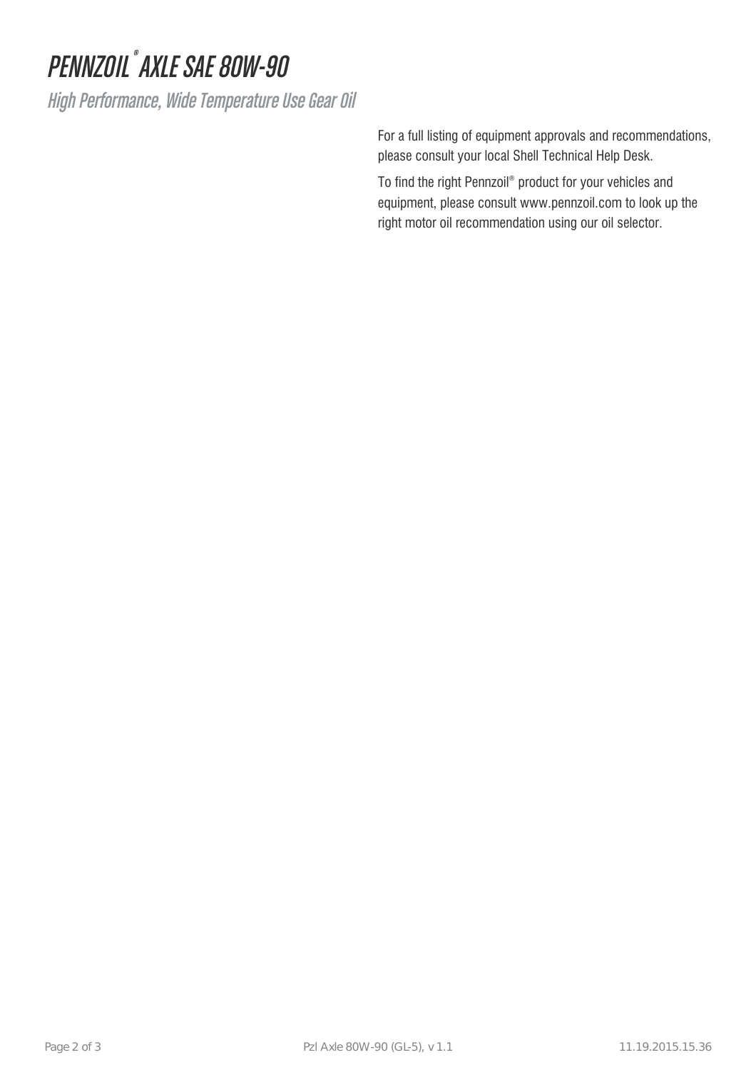# PENNZOIL® AXLE SAE 80W-90

## High Performance, Wide Temperature Use Gear Oil

For a full listing of equipment approvals and recommendations, please consult your local Shell Technical Help Desk.

To find the right Pennzoil® product for your vehicles and equipment, please consult www.pennzoil.com to look up the right motor oil recommendation using our oil selector.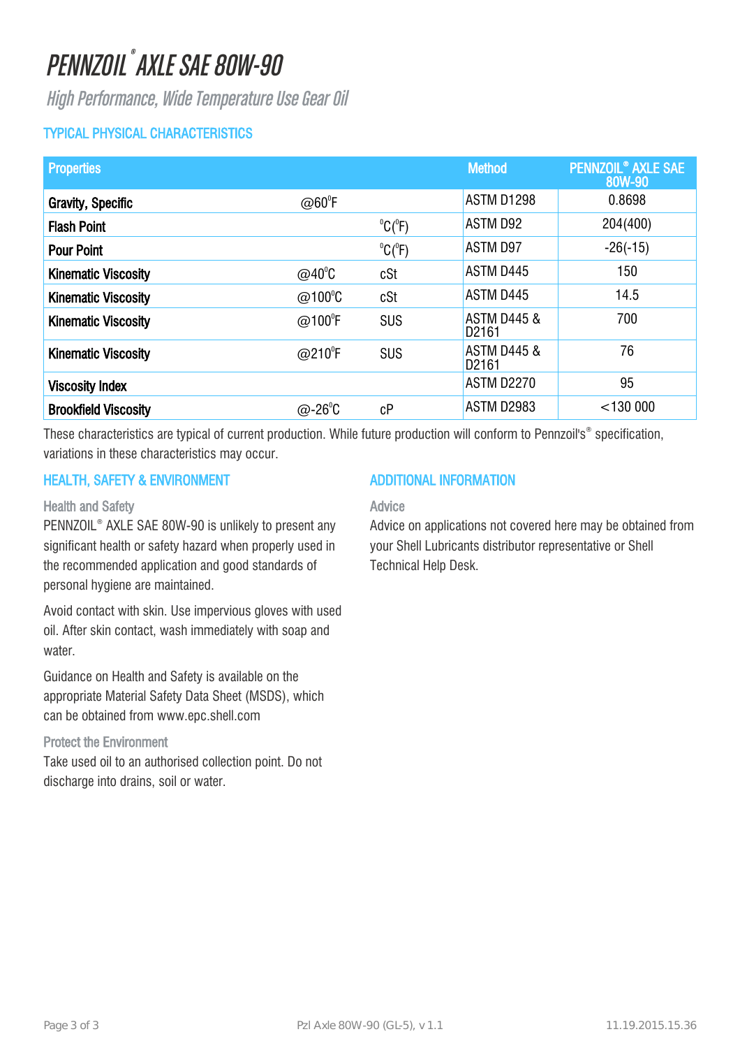# PENNZOIL® AXLE SAE 80W-90

*High Performance, Wide Temperature Use Gear Oil*

## TYPICAL PHYSICAL CHARACTERISTICS

| Properties | | | Method | PENNZOIL® AXLE SAE 80W-90 |
|---|---|---|---|---|
| **Gravity, Specific** | @60°F | | ASTM D1298 | 0.8698 |
| **Flash Point** | | °C(°F) | ASTM D92 | 204(400) |
| **Pour Point** | | °C(°F) | ASTM D97 | -26(-15) |
| **Kinematic Viscosity** | @40°C | cSt | ASTM D445 | 150 |
| **Kinematic Viscosity** | @100°C | cSt | ASTM D445 | 14.5 |
| **Kinematic Viscosity** | @100°F | SUS | ASTM D445 & D2161 | 700 |
| **Kinematic Viscosity** | @210°F | SUS | ASTM D445 & D2161 | 76 |
| **Viscosity Index** | | | ASTM D2270 | 95 |
| **Brookfield Viscosity** | @-26°C | cP | ASTM D2983 | <130 000 |

These characteristics are typical of current production. While future production will conform to Pennzoil's® specification, variations in these characteristics may occur.

## HEALTH, SAFETY & ENVIRONMENT

### Health and Safety

PENNZOIL® AXLE SAE 80W-90 is unlikely to present any significant health or safety hazard when properly used in the recommended application and good standards of personal hygiene are maintained.

Avoid contact with skin. Use impervious gloves with used oil. After skin contact, wash immediately with soap and water.

Guidance on Health and Safety is available on the appropriate Material Safety Data Sheet (MSDS), which can be obtained from www.epc.shell.com

### Protect the Environment

Take used oil to an authorised collection point. Do not discharge into drains, soil or water.

## ADDITIONAL INFORMATION

### Advice

Advice on applications not covered here may be obtained from your Shell Lubricants distributor representative or Shell Technical Help Desk.